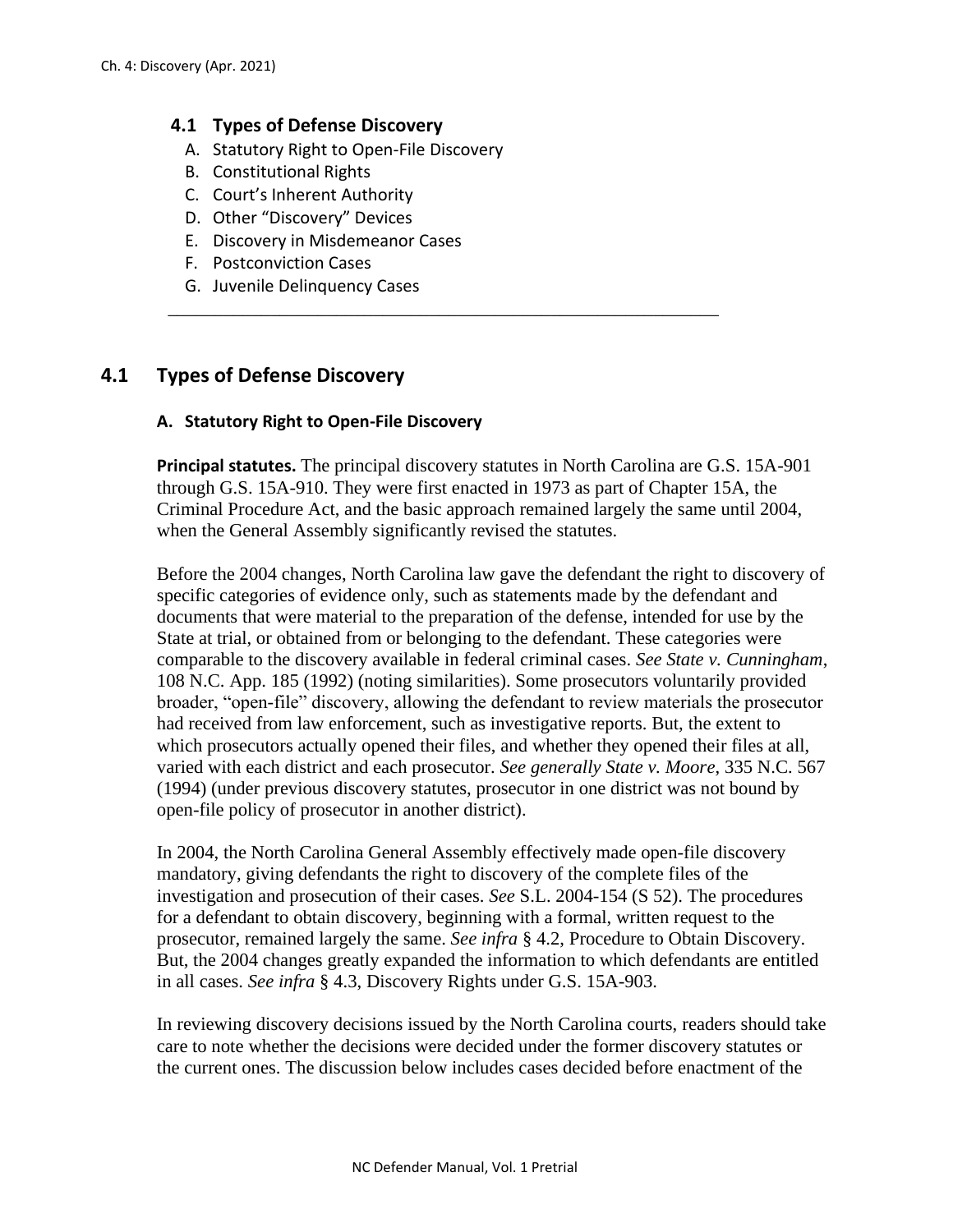## 4.1 Types of Defense Discovery

A. Statutory Right to Open-File Discovery
B. Constitutional Rights
C. Court's Inherent Authority
D. Other "Discovery" Devices
E. Discovery in Misdemeanor Cases
F. Postconviction Cases
G. Juvenile Delinquency Cases

---

## 4.1 Types of Defense Discovery

### A. Statutory Right to Open-File Discovery

**Principal statutes.** The principal discovery statutes in North Carolina are G.S. 15A-901 through G.S. 15A-910. They were first enacted in 1973 as part of Chapter 15A, the Criminal Procedure Act, and the basic approach remained largely the same until 2004, when the General Assembly significantly revised the statutes.

Before the 2004 changes, North Carolina law gave the defendant the right to discovery of specific categories of evidence only, such as statements made by the defendant and documents that were material to the preparation of the defense, intended for use by the State at trial, or obtained from or belonging to the defendant. These categories were comparable to the discovery available in federal criminal cases. *See State v. Cunningham*, 108 N.C. App. 185 (1992) (noting similarities). Some prosecutors voluntarily provided broader, "open-file" discovery, allowing the defendant to review materials the prosecutor had received from law enforcement, such as investigative reports. But, the extent to which prosecutors actually opened their files, and whether they opened their files at all, varied with each district and each prosecutor. *See generally State v. Moore*, 335 N.C. 567 (1994) (under previous discovery statutes, prosecutor in one district was not bound by open-file policy of prosecutor in another district).

In 2004, the North Carolina General Assembly effectively made open-file discovery mandatory, giving defendants the right to discovery of the complete files of the investigation and prosecution of their cases. *See* S.L. 2004-154 (S 52). The procedures for a defendant to obtain discovery, beginning with a formal, written request to the prosecutor, remained largely the same. *See infra* § 4.2, Procedure to Obtain Discovery. But, the 2004 changes greatly expanded the information to which defendants are entitled in all cases. *See infra* § 4.3, Discovery Rights under G.S. 15A-903.

In reviewing discovery decisions issued by the North Carolina courts, readers should take care to note whether the decisions were decided under the former discovery statutes or the current ones. The discussion below includes cases decided before enactment of the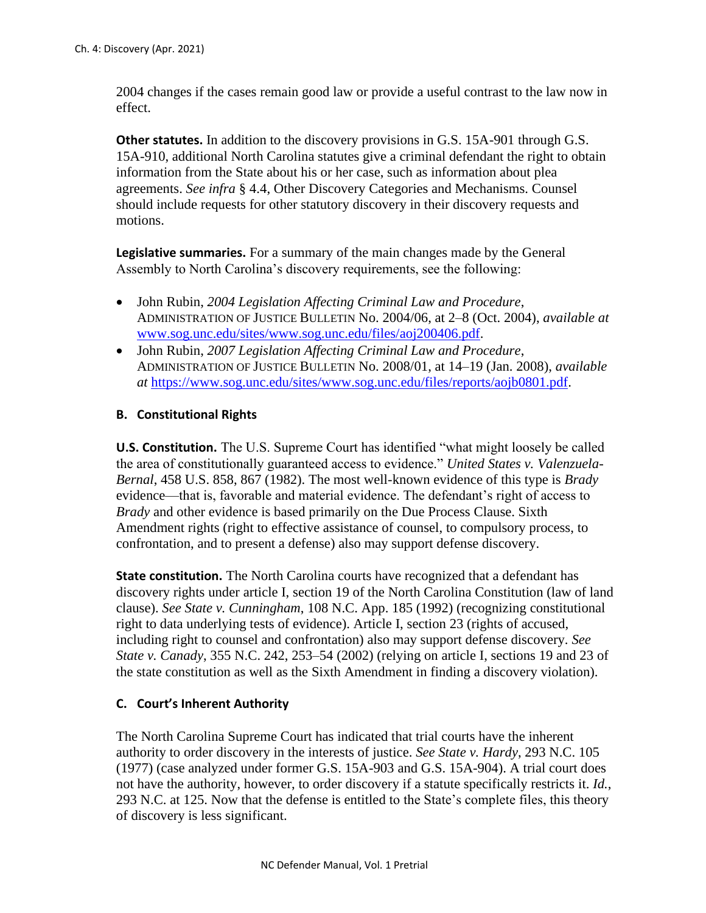2004 changes if the cases remain good law or provide a useful contrast to the law now in effect.

**Other statutes.** In addition to the discovery provisions in G.S. 15A-901 through G.S. 15A-910, additional North Carolina statutes give a criminal defendant the right to obtain information from the State about his or her case, such as information about plea agreements. *See infra* § 4.4, Other Discovery Categories and Mechanisms. Counsel should include requests for other statutory discovery in their discovery requests and motions.

**Legislative summaries.** For a summary of the main changes made by the General Assembly to North Carolina's discovery requirements, see the following:

- John Rubin, *2004 Legislation Affecting Criminal Law and Procedure*, ADMINISTRATION OF JUSTICE BULLETIN No. 2004/06, at 2–8 (Oct. 2004), *available at* [www.sog.unc.edu/sites/www.sog.unc.edu/files/aoj200406.pdf](www.sog.unc.edu/sites/www.sog.unc.edu/files/aoj200406.pdf).
- John Rubin, *2007 Legislation Affecting Criminal Law and Procedure*, ADMINISTRATION OF JUSTICE BULLETIN No. 2008/01, at 14–19 (Jan. 2008), *available at* [https://www.sog.unc.edu/sites/www.sog.unc.edu/files/reports/aojb0801.pdf](https://www.sog.unc.edu/sites/www.sog.unc.edu/files/reports/aojb0801.pdf).

### B. Constitutional Rights

**U.S. Constitution.** The U.S. Supreme Court has identified "what might loosely be called the area of constitutionally guaranteed access to evidence." *United States v. Valenzuela-Bernal*, 458 U.S. 858, 867 (1982). The most well-known evidence of this type is *Brady* evidence—that is, favorable and material evidence. The defendant's right of access to *Brady* and other evidence is based primarily on the Due Process Clause. Sixth Amendment rights (right to effective assistance of counsel, to compulsory process, to confrontation, and to present a defense) also may support defense discovery.

**State constitution.** The North Carolina courts have recognized that a defendant has discovery rights under article I, section 19 of the North Carolina Constitution (law of land clause). *See State v. Cunningham*, 108 N.C. App. 185 (1992) (recognizing constitutional right to data underlying tests of evidence). Article I, section 23 (rights of accused, including right to counsel and confrontation) also may support defense discovery. *See State v. Canady*, 355 N.C. 242, 253–54 (2002) (relying on article I, sections 19 and 23 of the state constitution as well as the Sixth Amendment in finding a discovery violation).

### C. Court's Inherent Authority

The North Carolina Supreme Court has indicated that trial courts have the inherent authority to order discovery in the interests of justice. *See State v. Hardy*, 293 N.C. 105 (1977) (case analyzed under former G.S. 15A-903 and G.S. 15A-904). A trial court does not have the authority, however, to order discovery if a statute specifically restricts it. *Id.*, 293 N.C. at 125. Now that the defense is entitled to the State's complete files, this theory of discovery is less significant.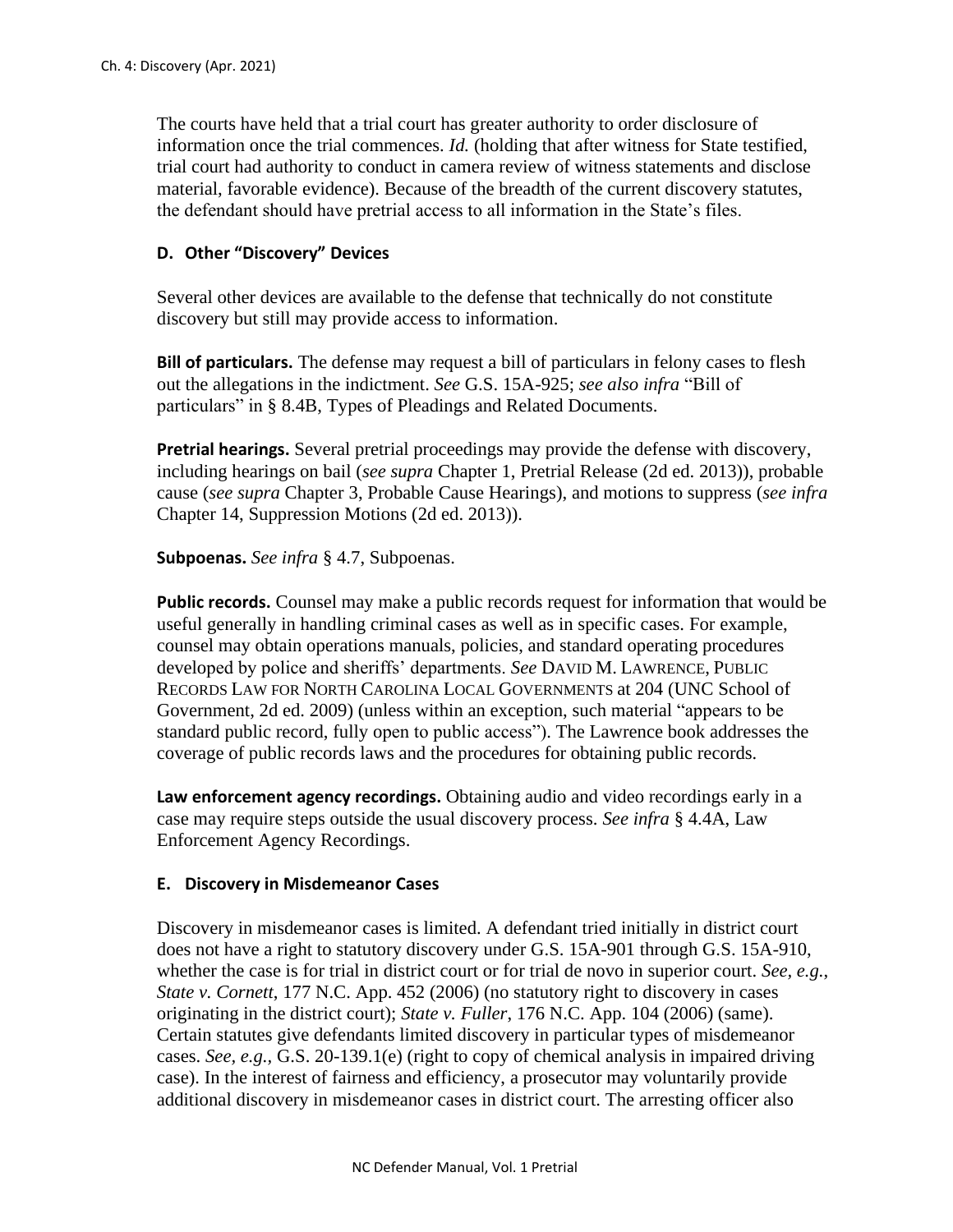The courts have held that a trial court has greater authority to order disclosure of information once the trial commences. *Id.* (holding that after witness for State testified, trial court had authority to conduct in camera review of witness statements and disclose material, favorable evidence). Because of the breadth of the current discovery statutes, the defendant should have pretrial access to all information in the State's files.

### D. Other "Discovery" Devices

Several other devices are available to the defense that technically do not constitute discovery but still may provide access to information.

**Bill of particulars.** The defense may request a bill of particulars in felony cases to flesh out the allegations in the indictment. *See* G.S. 15A-925; *see also infra* "Bill of particulars" in § 8.4B, Types of Pleadings and Related Documents.

**Pretrial hearings.** Several pretrial proceedings may provide the defense with discovery, including hearings on bail (*see supra* Chapter 1, Pretrial Release (2d ed. 2013)), probable cause (*see supra* Chapter 3, Probable Cause Hearings), and motions to suppress (*see infra* Chapter 14, Suppression Motions (2d ed. 2013)).

**Subpoenas.** *See infra* § 4.7, Subpoenas.

**Public records.** Counsel may make a public records request for information that would be useful generally in handling criminal cases as well as in specific cases. For example, counsel may obtain operations manuals, policies, and standard operating procedures developed by police and sheriffs' departments. *See* DAVID M. LAWRENCE, PUBLIC RECORDS LAW FOR NORTH CAROLINA LOCAL GOVERNMENTS at 204 (UNC School of Government, 2d ed. 2009) (unless within an exception, such material "appears to be standard public record, fully open to public access"). The Lawrence book addresses the coverage of public records laws and the procedures for obtaining public records.

**Law enforcement agency recordings.** Obtaining audio and video recordings early in a case may require steps outside the usual discovery process. *See infra* § 4.4A, Law Enforcement Agency Recordings.

### E. Discovery in Misdemeanor Cases

Discovery in misdemeanor cases is limited. A defendant tried initially in district court does not have a right to statutory discovery under G.S. 15A-901 through G.S. 15A-910, whether the case is for trial in district court or for trial de novo in superior court. *See, e.g.*, *State v. Cornett*, 177 N.C. App. 452 (2006) (no statutory right to discovery in cases originating in the district court); *State v. Fuller*, 176 N.C. App. 104 (2006) (same). Certain statutes give defendants limited discovery in particular types of misdemeanor cases. *See, e.g.*, G.S. 20-139.1(e) (right to copy of chemical analysis in impaired driving case). In the interest of fairness and efficiency, a prosecutor may voluntarily provide additional discovery in misdemeanor cases in district court. The arresting officer also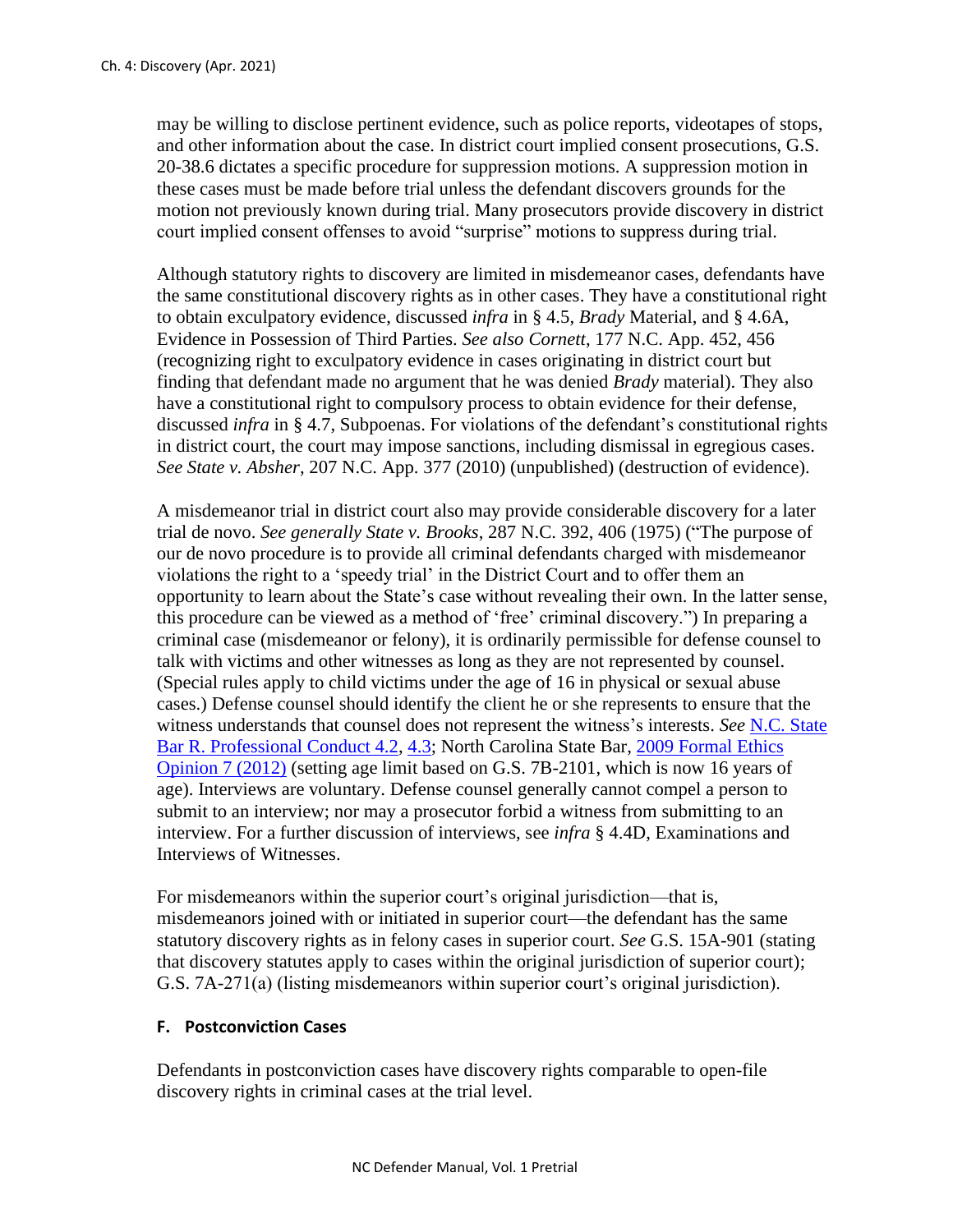may be willing to disclose pertinent evidence, such as police reports, videotapes of stops, and other information about the case. In district court implied consent prosecutions, G.S. 20-38.6 dictates a specific procedure for suppression motions. A suppression motion in these cases must be made before trial unless the defendant discovers grounds for the motion not previously known during trial. Many prosecutors provide discovery in district court implied consent offenses to avoid "surprise" motions to suppress during trial.

Although statutory rights to discovery are limited in misdemeanor cases, defendants have the same constitutional discovery rights as in other cases. They have a constitutional right to obtain exculpatory evidence, discussed *infra* in § 4.5, *Brady* Material, and § 4.6A, Evidence in Possession of Third Parties. *See also Cornett*, 177 N.C. App. 452, 456 (recognizing right to exculpatory evidence in cases originating in district court but finding that defendant made no argument that he was denied *Brady* material). They also have a constitutional right to compulsory process to obtain evidence for their defense, discussed *infra* in § 4.7, Subpoenas. For violations of the defendant's constitutional rights in district court, the court may impose sanctions, including dismissal in egregious cases. *See State v. Absher*, 207 N.C. App. 377 (2010) (unpublished) (destruction of evidence).

A misdemeanor trial in district court also may provide considerable discovery for a later trial de novo. *See generally State v. Brooks*, 287 N.C. 392, 406 (1975) ("The purpose of our de novo procedure is to provide all criminal defendants charged with misdemeanor violations the right to a 'speedy trial' in the District Court and to offer them an opportunity to learn about the State's case without revealing their own. In the latter sense, this procedure can be viewed as a method of 'free' criminal discovery.") In preparing a criminal case (misdemeanor or felony), it is ordinarily permissible for defense counsel to talk with victims and other witnesses as long as they are not represented by counsel. (Special rules apply to child victims under the age of 16 in physical or sexual abuse cases.) Defense counsel should identify the client he or she represents to ensure that the witness understands that counsel does not represent the witness's interests. *See* N.C. State Bar R. Professional Conduct 4.2, 4.3; North Carolina State Bar, 2009 Formal Ethics Opinion 7 (2012) (setting age limit based on G.S. 7B-2101, which is now 16 years of age). Interviews are voluntary. Defense counsel generally cannot compel a person to submit to an interview; nor may a prosecutor forbid a witness from submitting to an interview. For a further discussion of interviews, see *infra* § 4.4D, Examinations and Interviews of Witnesses.

For misdemeanors within the superior court's original jurisdiction—that is, misdemeanors joined with or initiated in superior court—the defendant has the same statutory discovery rights as in felony cases in superior court. *See* G.S. 15A-901 (stating that discovery statutes apply to cases within the original jurisdiction of superior court); G.S. 7A-271(a) (listing misdemeanors within superior court's original jurisdiction).

### F. Postconviction Cases

Defendants in postconviction cases have discovery rights comparable to open-file discovery rights in criminal cases at the trial level.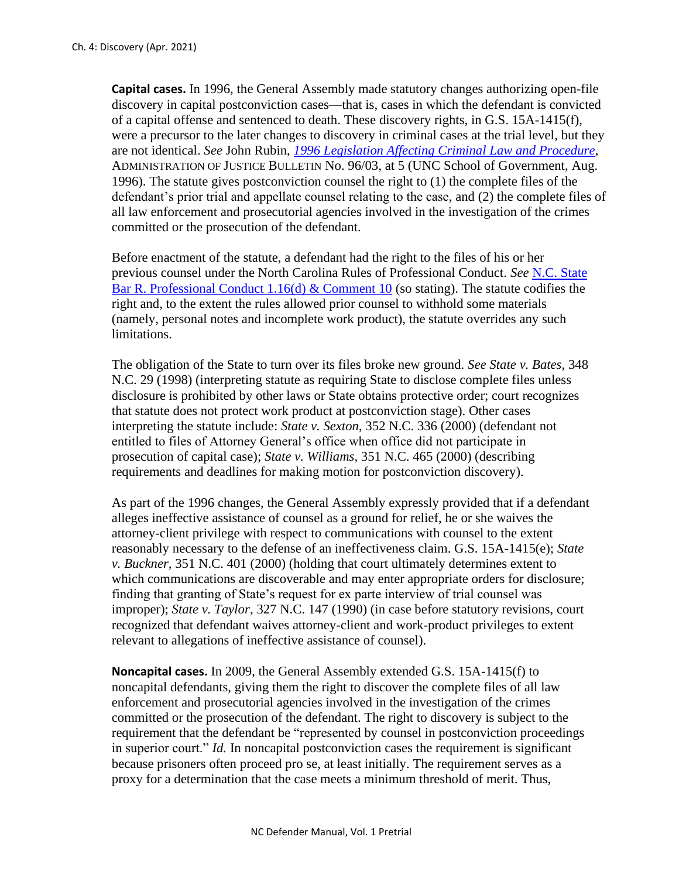**Capital cases.** In 1996, the General Assembly made statutory changes authorizing open-file discovery in capital postconviction cases—that is, cases in which the defendant is convicted of a capital offense and sentenced to death. These discovery rights, in G.S. 15A-1415(f), were a precursor to the later changes to discovery in criminal cases at the trial level, but they are not identical. *See* John Rubin, *[1996 Legislation Affecting Criminal Law and Procedure](#)*, ADMINISTRATION OF JUSTICE BULLETIN No. 96/03, at 5 (UNC School of Government, Aug. 1996). The statute gives postconviction counsel the right to (1) the complete files of the defendant's prior trial and appellate counsel relating to the case, and (2) the complete files of all law enforcement and prosecutorial agencies involved in the investigation of the crimes committed or the prosecution of the defendant.

Before enactment of the statute, a defendant had the right to the files of his or her previous counsel under the North Carolina Rules of Professional Conduct. *See* [N.C. State Bar R. Professional Conduct 1.16(d) & Comment 10](#) (so stating). The statute codifies the right and, to the extent the rules allowed prior counsel to withhold some materials (namely, personal notes and incomplete work product), the statute overrides any such limitations.

The obligation of the State to turn over its files broke new ground. *See State v. Bates*, 348 N.C. 29 (1998) (interpreting statute as requiring State to disclose complete files unless disclosure is prohibited by other laws or State obtains protective order; court recognizes that statute does not protect work product at postconviction stage). Other cases interpreting the statute include: *State v. Sexton*, 352 N.C. 336 (2000) (defendant not entitled to files of Attorney General's office when office did not participate in prosecution of capital case); *State v. Williams*, 351 N.C. 465 (2000) (describing requirements and deadlines for making motion for postconviction discovery).

As part of the 1996 changes, the General Assembly expressly provided that if a defendant alleges ineffective assistance of counsel as a ground for relief, he or she waives the attorney-client privilege with respect to communications with counsel to the extent reasonably necessary to the defense of an ineffectiveness claim. G.S. 15A-1415(e); *State v. Buckner*, 351 N.C. 401 (2000) (holding that court ultimately determines extent to which communications are discoverable and may enter appropriate orders for disclosure; finding that granting of State's request for ex parte interview of trial counsel was improper); *State v. Taylor*, 327 N.C. 147 (1990) (in case before statutory revisions, court recognized that defendant waives attorney-client and work-product privileges to extent relevant to allegations of ineffective assistance of counsel).

**Noncapital cases.** In 2009, the General Assembly extended G.S. 15A-1415(f) to noncapital defendants, giving them the right to discover the complete files of all law enforcement and prosecutorial agencies involved in the investigation of the crimes committed or the prosecution of the defendant. The right to discovery is subject to the requirement that the defendant be "represented by counsel in postconviction proceedings in superior court." *Id.* In noncapital postconviction cases the requirement is significant because prisoners often proceed pro se, at least initially. The requirement serves as a proxy for a determination that the case meets a minimum threshold of merit. Thus,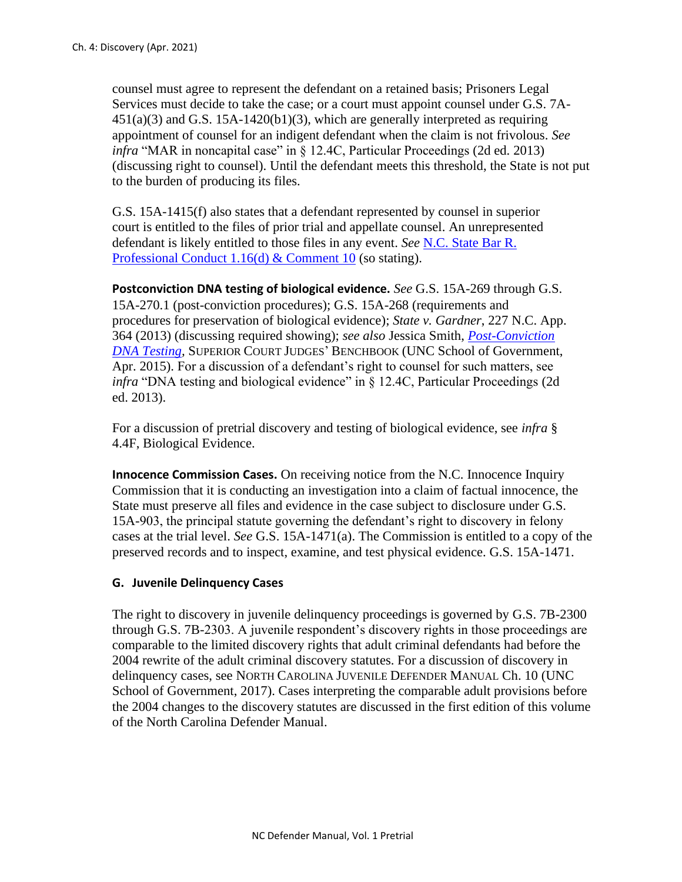counsel must agree to represent the defendant on a retained basis; Prisoners Legal Services must decide to take the case; or a court must appoint counsel under G.S. 7A-451(a)(3) and G.S. 15A-1420(b1)(3), which are generally interpreted as requiring appointment of counsel for an indigent defendant when the claim is not frivolous. *See infra* "MAR in noncapital case" in § 12.4C, Particular Proceedings (2d ed. 2013) (discussing right to counsel). Until the defendant meets this threshold, the State is not put to the burden of producing its files.

G.S. 15A-1415(f) also states that a defendant represented by counsel in superior court is entitled to the files of prior trial and appellate counsel. An unrepresented defendant is likely entitled to those files in any event. *See* N.C. State Bar R. Professional Conduct 1.16(d) & Comment 10 (so stating).

**Postconviction DNA testing of biological evidence.** *See* G.S. 15A-269 through G.S. 15A-270.1 (post-conviction procedures); G.S. 15A-268 (requirements and procedures for preservation of biological evidence); *State v. Gardner*, 227 N.C. App. 364 (2013) (discussing required showing); *see also* Jessica Smith, *Post-Conviction DNA Testing*, SUPERIOR COURT JUDGES' BENCHBOOK (UNC School of Government, Apr. 2015). For a discussion of a defendant's right to counsel for such matters, see *infra* "DNA testing and biological evidence" in § 12.4C, Particular Proceedings (2d ed. 2013).

For a discussion of pretrial discovery and testing of biological evidence, see *infra* § 4.4F, Biological Evidence.

**Innocence Commission Cases.** On receiving notice from the N.C. Innocence Inquiry Commission that it is conducting an investigation into a claim of factual innocence, the State must preserve all files and evidence in the case subject to disclosure under G.S. 15A-903, the principal statute governing the defendant's right to discovery in felony cases at the trial level. *See* G.S. 15A-1471(a). The Commission is entitled to a copy of the preserved records and to inspect, examine, and test physical evidence. G.S. 15A-1471.

### G. Juvenile Delinquency Cases

The right to discovery in juvenile delinquency proceedings is governed by G.S. 7B-2300 through G.S. 7B-2303. A juvenile respondent's discovery rights in those proceedings are comparable to the limited discovery rights that adult criminal defendants had before the 2004 rewrite of the adult criminal discovery statutes. For a discussion of discovery in delinquency cases, see NORTH CAROLINA JUVENILE DEFENDER MANUAL Ch. 10 (UNC School of Government, 2017). Cases interpreting the comparable adult provisions before the 2004 changes to the discovery statutes are discussed in the first edition of this volume of the North Carolina Defender Manual.